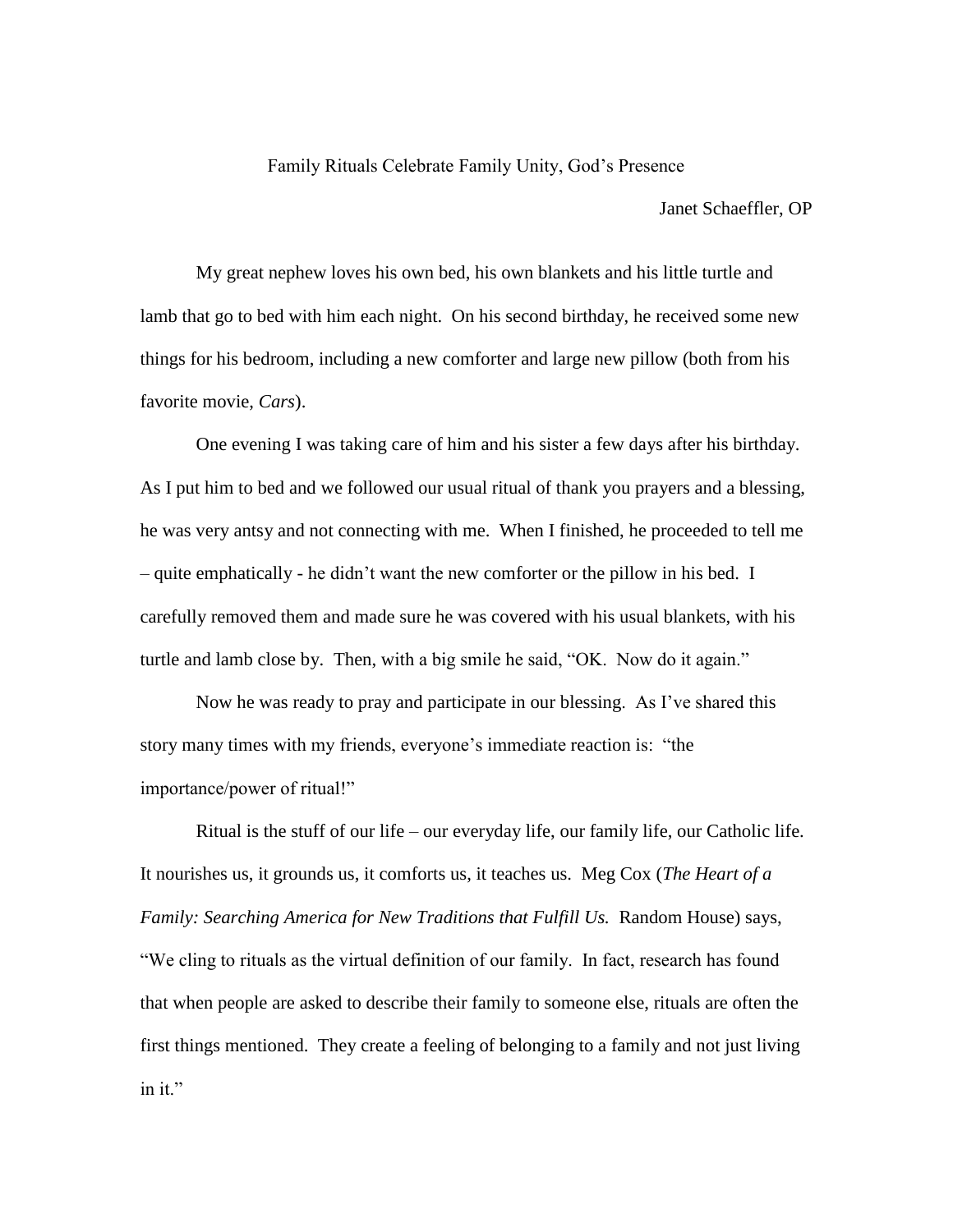# Family Rituals Celebrate Family Unity, God's Presence

Janet Schaeffler, OP

My great nephew loves his own bed, his own blankets and his little turtle and lamb that go to bed with him each night. On his second birthday, he received some new things for his bedroom, including a new comforter and large new pillow (both from his favorite movie, *Cars*).

One evening I was taking care of him and his sister a few days after his birthday. As I put him to bed and we followed our usual ritual of thank you prayers and a blessing, he was very antsy and not connecting with me. When I finished, he proceeded to tell me – quite emphatically - he didn't want the new comforter or the pillow in his bed. I carefully removed them and made sure he was covered with his usual blankets, with his turtle and lamb close by. Then, with a big smile he said, "OK. Now do it again."

Now he was ready to pray and participate in our blessing. As I've shared this story many times with my friends, everyone's immediate reaction is: "the importance/power of ritual!"

Ritual is the stuff of our life – our everyday life, our family life, our Catholic life. It nourishes us, it grounds us, it comforts us, it teaches us. Meg Cox (*The Heart of a Family: Searching America for New Traditions that Fulfill Us.* Random House) says, "We cling to rituals as the virtual definition of our family. In fact, research has found that when people are asked to describe their family to someone else, rituals are often the first things mentioned. They create a feeling of belonging to a family and not just living in it."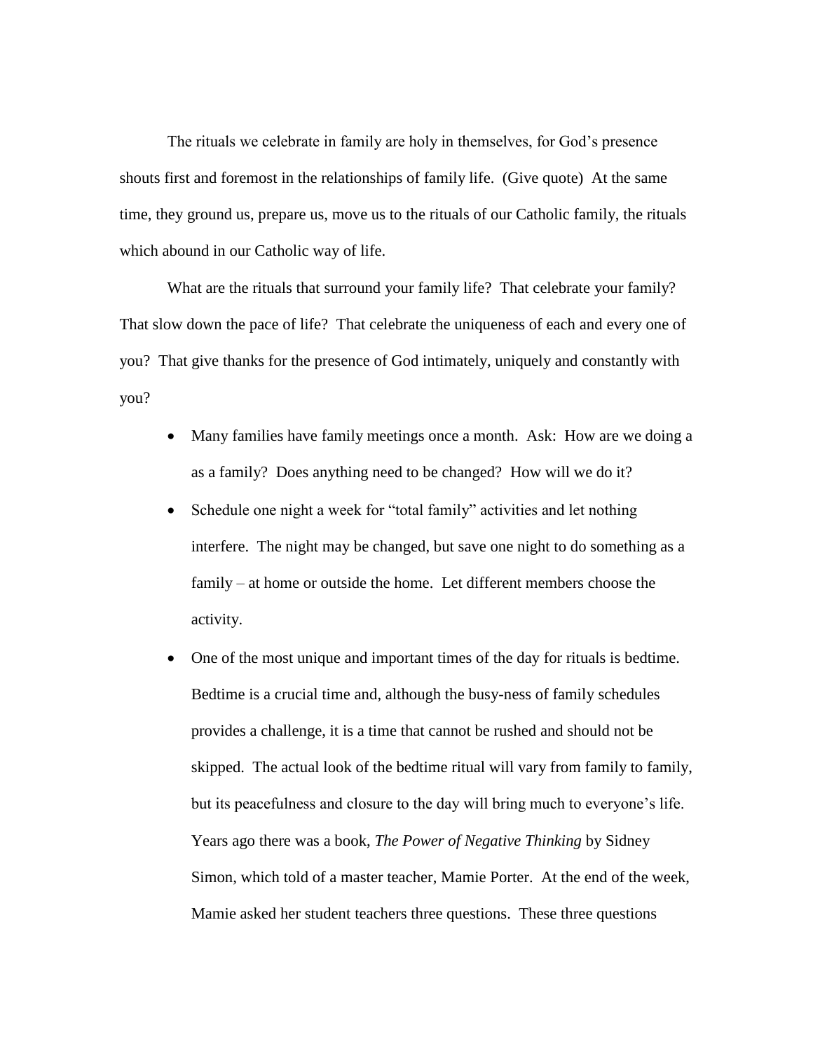The rituals we celebrate in family are holy in themselves, for God's presence shouts first and foremost in the relationships of family life. (Give quote) At the same time, they ground us, prepare us, move us to the rituals of our Catholic family, the rituals which abound in our Catholic way of life.

What are the rituals that surround your family life? That celebrate your family? That slow down the pace of life? That celebrate the uniqueness of each and every one of you? That give thanks for the presence of God intimately, uniquely and constantly with you?

- Many families have family meetings once a month. Ask: How are we doing a as a family? Does anything need to be changed? How will we do it?
- Schedule one night a week for "total family" activities and let nothing interfere. The night may be changed, but save one night to do something as a family – at home or outside the home. Let different members choose the activity.
- One of the most unique and important times of the day for rituals is bedtime. Bedtime is a crucial time and, although the busy-ness of family schedules provides a challenge, it is a time that cannot be rushed and should not be skipped. The actual look of the bedtime ritual will vary from family to family, but its peacefulness and closure to the day will bring much to everyone's life. Years ago there was a book, *The Power of Negative Thinking* by Sidney Simon, which told of a master teacher, Mamie Porter. At the end of the week, Mamie asked her student teachers three questions. These three questions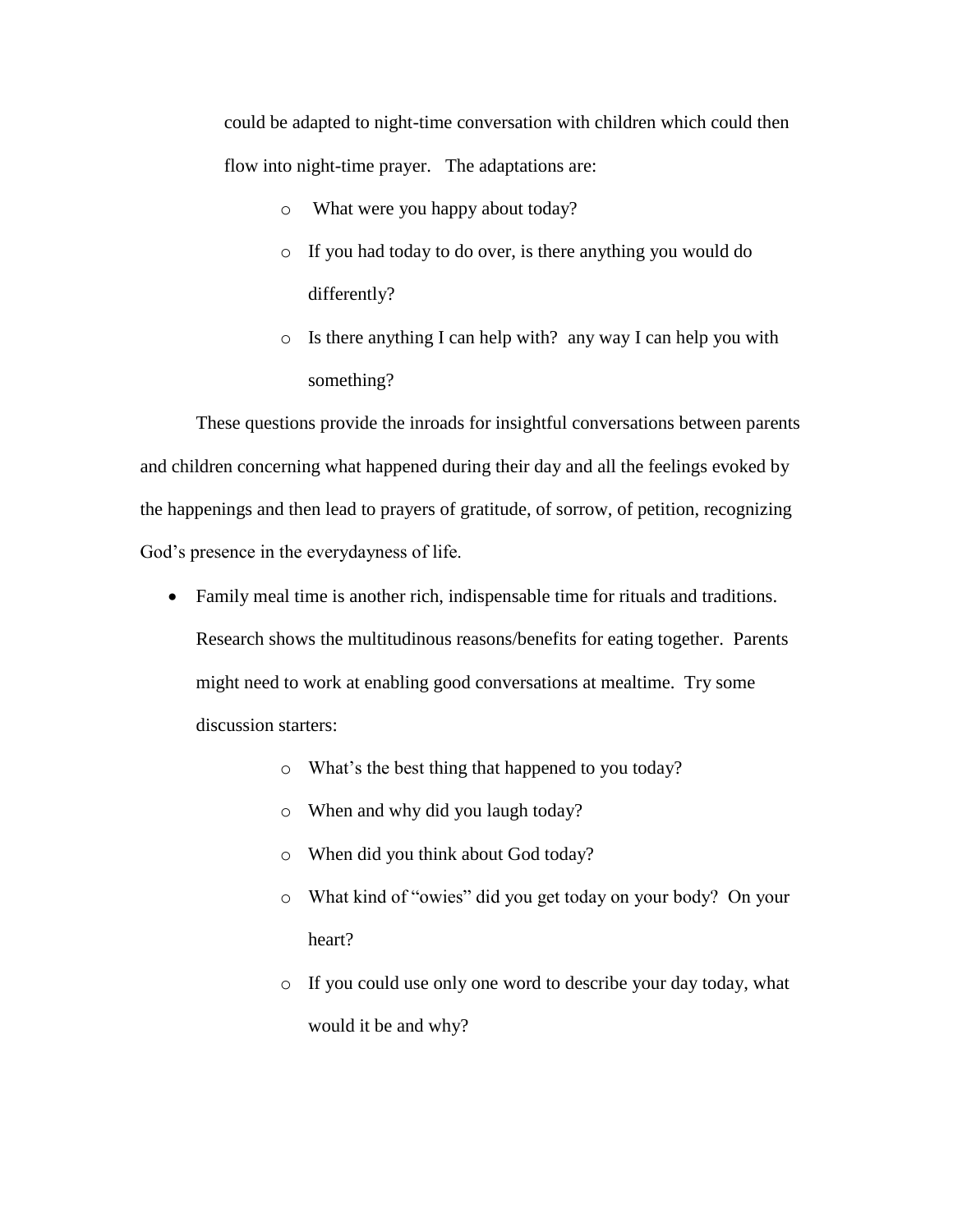could be adapted to night-time conversation with children which could then flow into night-time prayer. The adaptations are:

- What were you happy about today?
- If you had today to do over, is there anything you would do differently?
- Is there anything I can help with? any way I can help you with something?

These questions provide the inroads for insightful conversations between parents and children concerning what happened during their day and all the feelings evoked by the happenings and then lead to prayers of gratitude, of sorrow, of petition, recognizing God's presence in the everydayness of life.

- Family meal time is another rich, indispensable time for rituals and traditions. Research shows the multitudinous reasons/benefits for eating together. Parents might need to work at enabling good conversations at mealtime. Try some discussion starters:
    - What's the best thing that happened to you today?
    - When and why did you laugh today?
    - When did you think about God today?
    - What kind of "owies" did you get today on your body? On your heart?
    - If you could use only one word to describe your day today, what would it be and why?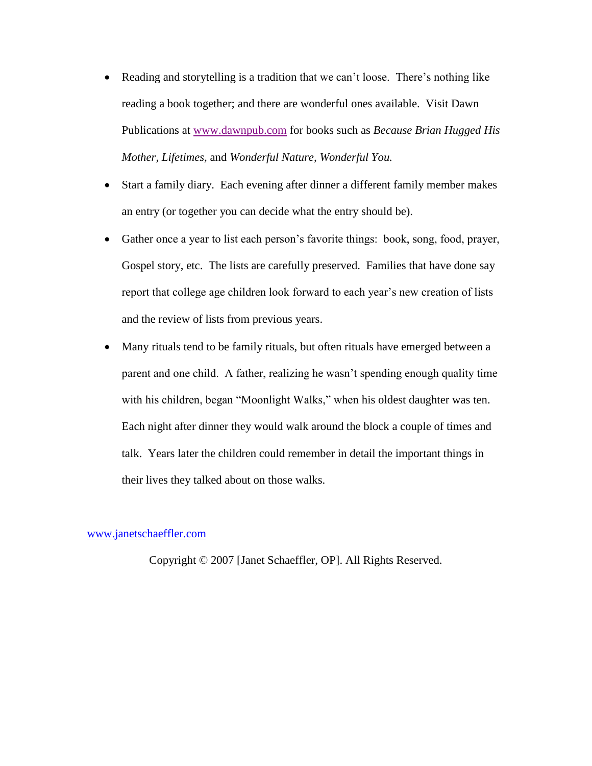- Reading and storytelling is a tradition that we can't loose. There's nothing like reading a book together; and there are wonderful ones available. Visit Dawn Publications at [www.dawnpub.com](http://www.dawnpub.com) for books such as *Because Brian Hugged His Mother, Lifetimes,* and *Wonderful Nature, Wonderful You.*
- Start a family diary. Each evening after dinner a different family member makes an entry (or together you can decide what the entry should be).
- Gather once a year to list each person's favorite things: book, song, food, prayer, Gospel story, etc. The lists are carefully preserved. Families that have done say report that college age children look forward to each year's new creation of lists and the review of lists from previous years.
- Many rituals tend to be family rituals, but often rituals have emerged between a parent and one child. A father, realizing he wasn't spending enough quality time with his children, began "Moonlight Walks," when his oldest daughter was ten. Each night after dinner they would walk around the block a couple of times and talk. Years later the children could remember in detail the important things in their lives they talked about on those walks.

[www.janetschaeffler.com](http://www.janetschaeffler.com)

Copyright © 2007 [Janet Schaeffler, OP]. All Rights Reserved.